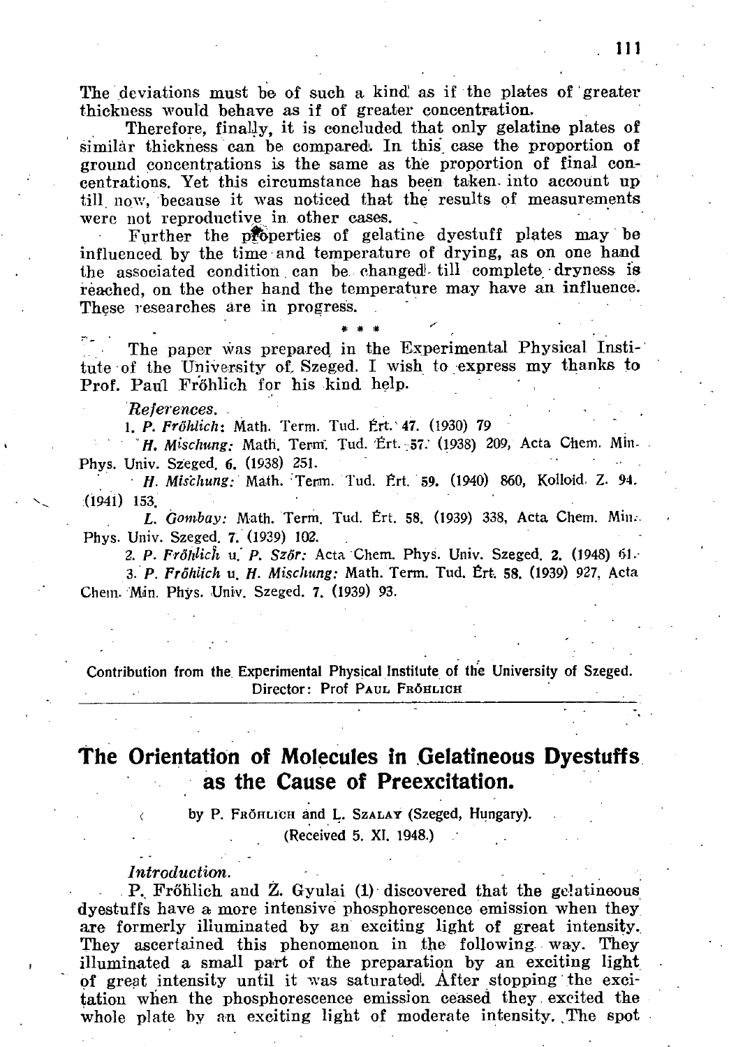The deviations must be of such a kind as if the plates of greater thickness would behave as if of greater concentration.

Therefore, finally, it is concluded that only gelatine plates of similar thickness can be compared. In this case the proportion of ground concentrations is the same as the proportion of final concentrations. Yet this circumstance has been taken into account up till now, because it was noticed that the results of measurements were not reproductive in other cases.

Further the properties of gelatine dyestuff plates may be influenced by the time and temperature of drying, as on one hand the associated condition can be changed till complete dryness is reached, on the other hand the temperature may have an influence. These researches are in progress.

\* \* \*

The paper was prepared in the Experimental Physical Institute of the University of Szeged. I wish to express my thanks to Prof. Paul Fröhlich for his kind help.

*References.*

1. *P. Fröhlich*: Math. Term. Tud. Ért. 47. (1930) 79

*H. Mischung:* Math. Term. Tud. Ért. 57. (1938) 209, Acta Chem. Min. Phys. Univ. Szeged. 6. (1938) 251.

*H. Mischung:* Math. Term. Tud. Ért. 59. (1940) 860, Kolloid. Z. 94. (1941) 153.

*L. Gombay:* Math. Term. Tud. Ért. 58. (1939) 338, Acta Chem. Min. Phys. Univ. Szeged. 7. (1939) 102.

2. *P. Fröhlich* u. *P. Szőr:* Acta Chem. Phys. Univ. Szeged. 2. (1948) 61.

3. *P. Fröhlich* u. *H. Mischung:* Math. Term. Tud. Ért. 58. (1939) 927, Acta Chem. Min. Phys. Univ. Szeged. 7. (1939) 93.

---

Contribution from the Experimental Physical Institute of the University of Szeged.
Director: Prof Paul Fröhlich

# The Orientation of Molecules in Gelatineous Dyestuffs as the Cause of Preexcitation.

by P. Fröhlich and L. Szalay (Szeged, Hungary).

(Received 5. XI. 1948.)

*Introduction.*

P. Fröhlich and Z. Gyulai (1) discovered that the gelatineous dyestuffs have a more intensive phosphorescence emission when they are formerly illuminated by an exciting light of great intensity. They ascertained this phenomenon in the following way. They illuminated a small part of the preparation by an exciting light of great intensity until it was saturated. After stopping the excitation when the phosphorescence emission ceased they excited the whole plate by an exciting light of moderate intensity. The spot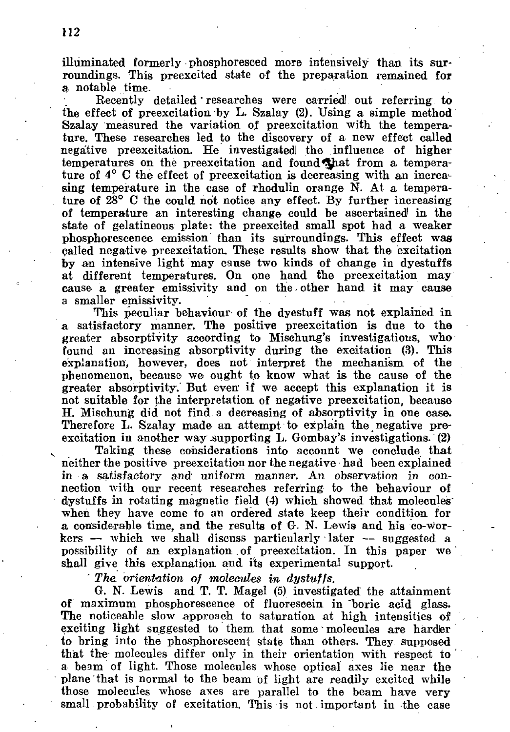illuminated formerly phosphoresced more intensively than its surroundings. This preexcited state of the preparation remained for a notable time.

Recently detailed researches were carried out referring to the effect of preexcitation by L. Szalay (2). Using a simple method Szalay measured the variation of preexcitation with the temperature. These researches led to the discovery of a new effect called negative preexcitation. He investigated the influence of higher temperatures on the preexcitation and found that from a temperature of 4° C the effect of preexcitation is decreasing with an increasing temperature in the case of rhodulin orange N. At a temperature of 28° C the could not notice any effect. By further increasing of temperature an interesting change could be ascertained in the state of gelatineous plate: the preexcited small spot had a weaker phosphorescence emission than its surroundings. This effect was called negative preexcitation. These results show that the excitation by an intensive light may cause two kinds of change in dyestuffs at different temperatures. On one hand the preexcitation may cause a greater emissivity and on the other hand it may cause a smaller emissivity.

This peculiar behaviour of the dyestuff was not explained in a satisfactory manner. The positive preexcitation is due to the greater absorptivity according to Mischung's investigations, who found an increasing absorptivity during the excitation (3). This explanation, however, does not interpret the mechanism of the phenomenon, because we ought to know what is the cause of the greater absorptivity. But even if we accept this explanation it is not suitable for the interpretation of negative preexcitation, because H. Mischung did not find a decreasing of absorptivity in one case. Therefore L. Szalay made an attempt to explain the negative preexcitation in another way supporting L. Gombay's investigations. (2)

Taking these considerations into account we conclude that neither the positive preexcitation nor the negative had been explained in a satisfactory and uniform manner. An observation in connection with our recent researches referring to the behaviour of dystuffs in rotating magnetic field (4) which showed that molecules when they have come to an ordered state keep their condition for a considerable time, and the results of G. N. Lewis and his co-workers — which we shall discuss particularly later — suggested a possibility of an explanation of preexcitation. In this paper we shall give this explanation and its experimental support.

*The orientation of molecules in dystuffs.*

G. N. Lewis and T. T. Magel (5) investigated the attainment of maximum phosphorescence of fluorescein in boric acid glass. The noticeable slow approach to saturation at high intensities of exciting light suggested to them that some molecules are harder to bring into the phosphorescent state than others. They supposed that the molecules differ only in their orientation with respect to a beam of light. Those molecules whose optical axes lie near the plane that is normal to the beam of light are readily excited while those molecules whose axes are parallel to the beam have very small probability of excitation. This is not important in the case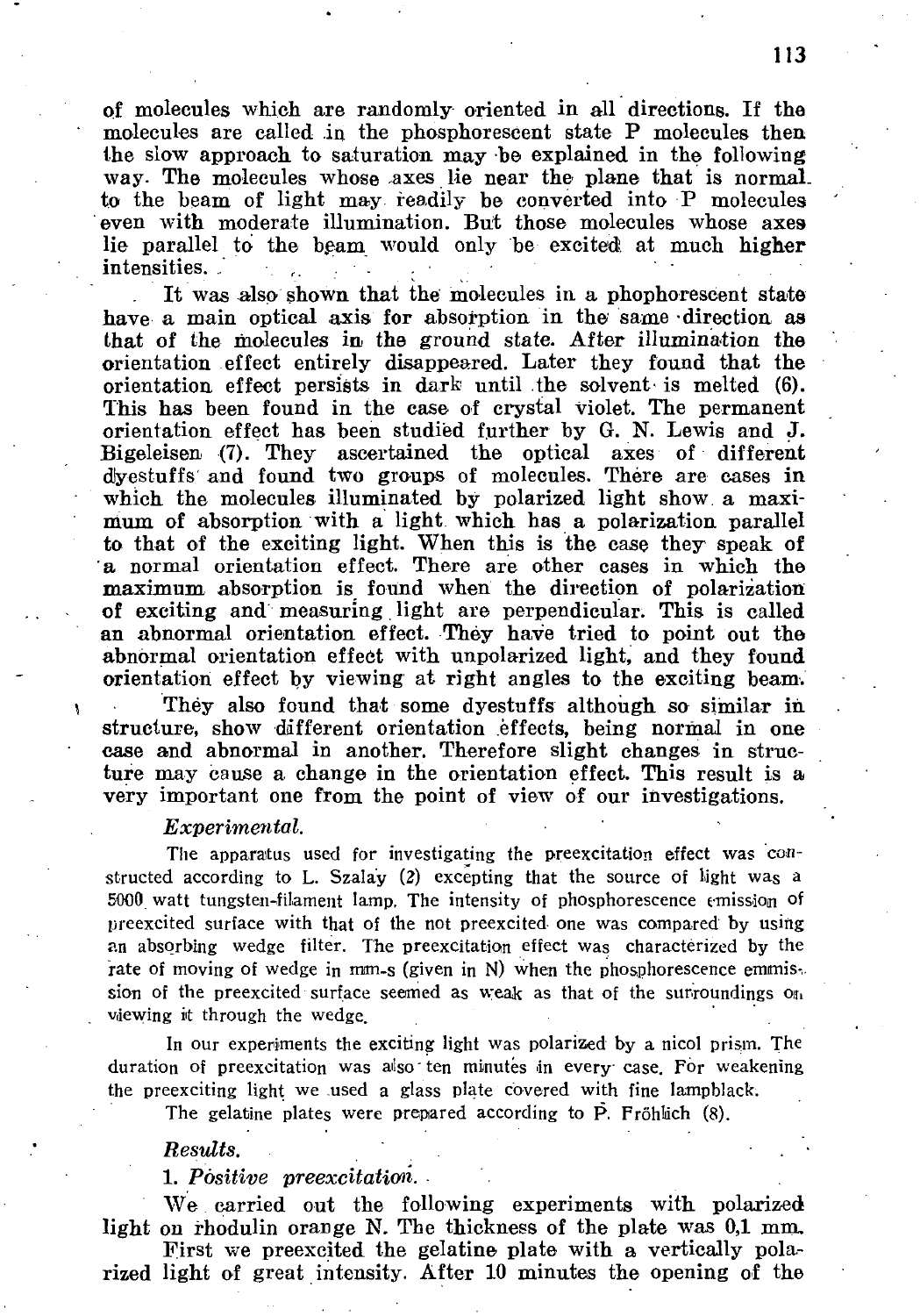of molecules which are randomly oriented in all directions. If the molecules are called in the phosphorescent state P molecules then the slow approach to saturation may be explained in the following way. The molecules whose axes lie near the plane that is normal to the beam of light may readily be converted into P molecules even with moderate illumination. But those molecules whose axes lie parallel to the beam would only be excited at much higher intensities.

It was also shown that the molecules in a phophorescent state have a main optical axis for absorption in the same direction as that of the molecules in the ground state. After illumination the orientation effect entirely disappeared. Later they found that the orientation effect persists in dark until the solvent is melted (6). This has been found in the case of crystal violet. The permanent orientation effect has been studied further by G. N. Lewis and J. Bigeleisen (7). They ascertained the optical axes of different dyestuffs and found two groups of molecules. There are cases in which the molecules illuminated by polarized light show a maximum of absorption with a light which has a polarization parallel to that of the exciting light. When this is the case they speak of a normal orientation effect. There are other cases in which the maximum absorption is found when the direction of polarization of exciting and measuring light are perpendicular. This is called an abnormal orientation effect. They have tried to point out the abnormal orientation effect with unpolarized light, and they found orientation effect by viewing at right angles to the exciting beam.

They also found that some dyestuffs although so similar in structure, show different orientation effects, being normal in one case and abnormal in another. Therefore slight changes in structure may cause a change in the orientation effect. This result is a very important one from the point of view of our investigations.

### *Experimental.*

The apparatus used for investigating the preexcitation effect was constructed according to L. Szalay (2) excepting that the source of light was a 5000 watt tungsten-filament lamp. The intensity of phosphorescence emission of preexcited surface with that of the not preexcited one was compared by using an absorbing wedge filter. The preexcitation effect was characterized by the rate of moving of wedge in mm-s (given in N) when the phosphorescence emmission of the preexcited surface seemed as weak as that of the surroundings on viewing it through the wedge.

In our experiments the exciting light was polarized by a nicol prism. The duration of preexcitation was also ten minutes in every case. For weakening the preexciting light we used a glass plate covered with fine lampblack.

The gelatine plates were prepared according to P. Fröhlich (8).

### *Results.*

#### 1. *Positive preexcitation.*

We carried out the following experiments with polarized light on rhodulin orange N. The thickness of the plate was 0,1 mm.

First we preexcited the gelatine plate with a vertically polarized light of great intensity. After 10 minutes the opening of the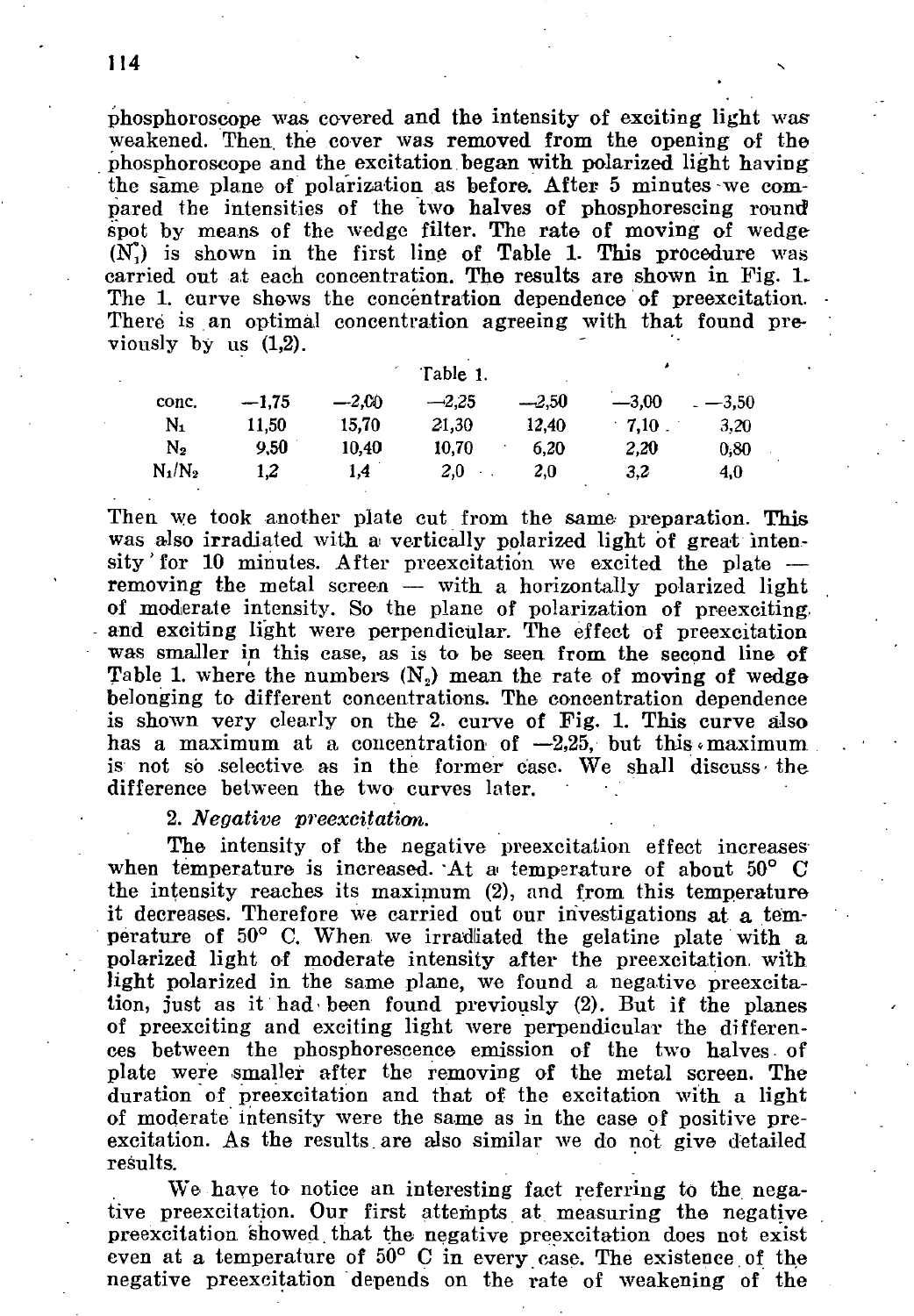phosphoroscope was covered and the intensity of exciting light was weakened. Then the cover was removed from the opening of the phosphoroscope and the excitation began with polarized light having the same plane of polarization as before. After 5 minutes we compared the intensities of the two halves of phosphorescing round spot by means of the wedge filter. The rate of moving of wedge ($N_1$) is shown in the first line of Table 1. This procedure was carried out at each concentration. The results are shown in Fig. 1. The 1. curve shows the concentration dependence of preexcitation. There is an optimal concentration agreeing with that found previously by us (1,2).

Table 1.

| conc. | —1,75 | —2,00 | —2,25 | —2,50 | —3,00 | —3,50 |
|---|---|---|---|---|---|---|
| $N_1$ | 11,50 | 15,70 | 21,30 | 12,40 | 7,10 | 3,20 |
| $N_2$ | 9,50 | 10,40 | 10,70 | 6,20 | 2,20 | 0,80 |
| $N_1/N_2$ | 1,2 | 1,4 | 2,0 | 2,0 | 3,2 | 4,0 |

Then we took another plate cut from the same preparation. This was also irradiated with a vertically polarized light of great intensity for 10 minutes. After preexcitation we excited the plate — removing the metal screen — with a horizontally polarized light of moderate intensity. So the plane of polarization of preexciting and exciting light were perpendicular. The effect of preexcitation was smaller in this case, as is to be seen from the second line of Table 1. where the numbers ($N_2$) mean the rate of moving of wedge belonging to different concentrations. The concentration dependence is shown very clearly on the 2. curve of Fig. 1. This curve also has a maximum at a concentration of —2,25, but this maximum is not so selective as in the former case. We shall discuss the difference between the two curves later.

2. *Negative preexcitation.*

The intensity of the negative preexcitation effect increases when temperature is increased. At a temperature of about 50° C the intensity reaches its maximum (2), and from this temperature it decreases. Therefore we carried out our investigations at a temperature of 50° C. When we irradiated the gelatine plate with a polarized light of moderate intensity after the preexcitation with light polarized in the same plane, we found a negative preexcitation, just as it had been found previously (2). But if the planes of preexciting and exciting light were perpendicular the differences between the phosphorescence emission of the two halves of plate were smaller after the removing of the metal screen. The duration of preexcitation and that of the excitation with a light of moderate intensity were the same as in the case of positive preexcitation. As the results are also similar we do not give detailed results.

We have to notice an interesting fact referring to the negative preexcitation. Our first attempts at measuring the negative preexcitation showed that the negative preexcitation does not exist even at a temperature of 50° C in every case. The existence of the negative preexcitation depends on the rate of weakening of the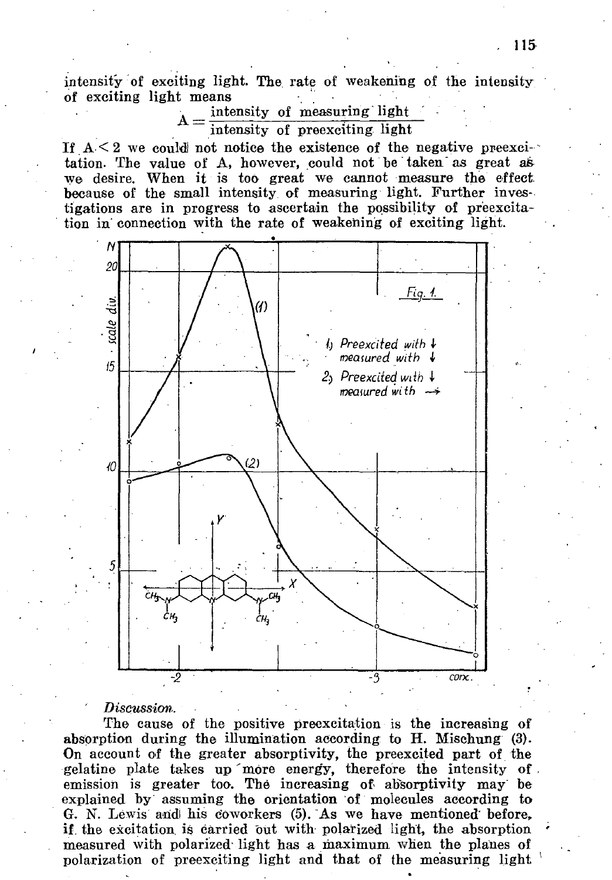intensity of exciting light. The rate of weakening of the intensity of exciting light means

$$A = \frac{\text{intensity of measuring light}}{\text{intensity of preexciting light}}$$

If $A < 2$ we could not notice the existence of the negative preexcitation. The value of A, however, could not be taken as great as we desire. When it is too great we cannot measure the effect because of the small intensity of measuring light. Further investigations are in progress to ascertain the possibility of preexcitation in connection with the rate of weakening of exciting light.

Fig. 1.

1) Preexcited with ↓ measured with ↓
2) Preexcited with ↓ measured with →

*Discussion.*

The cause of the positive preexcitation is the increasing of absorption during the illumination according to H. Mischung (3). On account of the greater absorptivity, the preexcited part of the gelatine plate takes up more energy, therefore the intensity of emission is greater too. The increasing of absorptivity may be explained by assuming the orientation of molecules according to G. N. Lewis and his coworkers (5). As we have mentioned before, if the excitation is carried out with polarized light, the absorption measured with polarized light has a maximum when the planes of polarization of preexciting light and that of the measuring light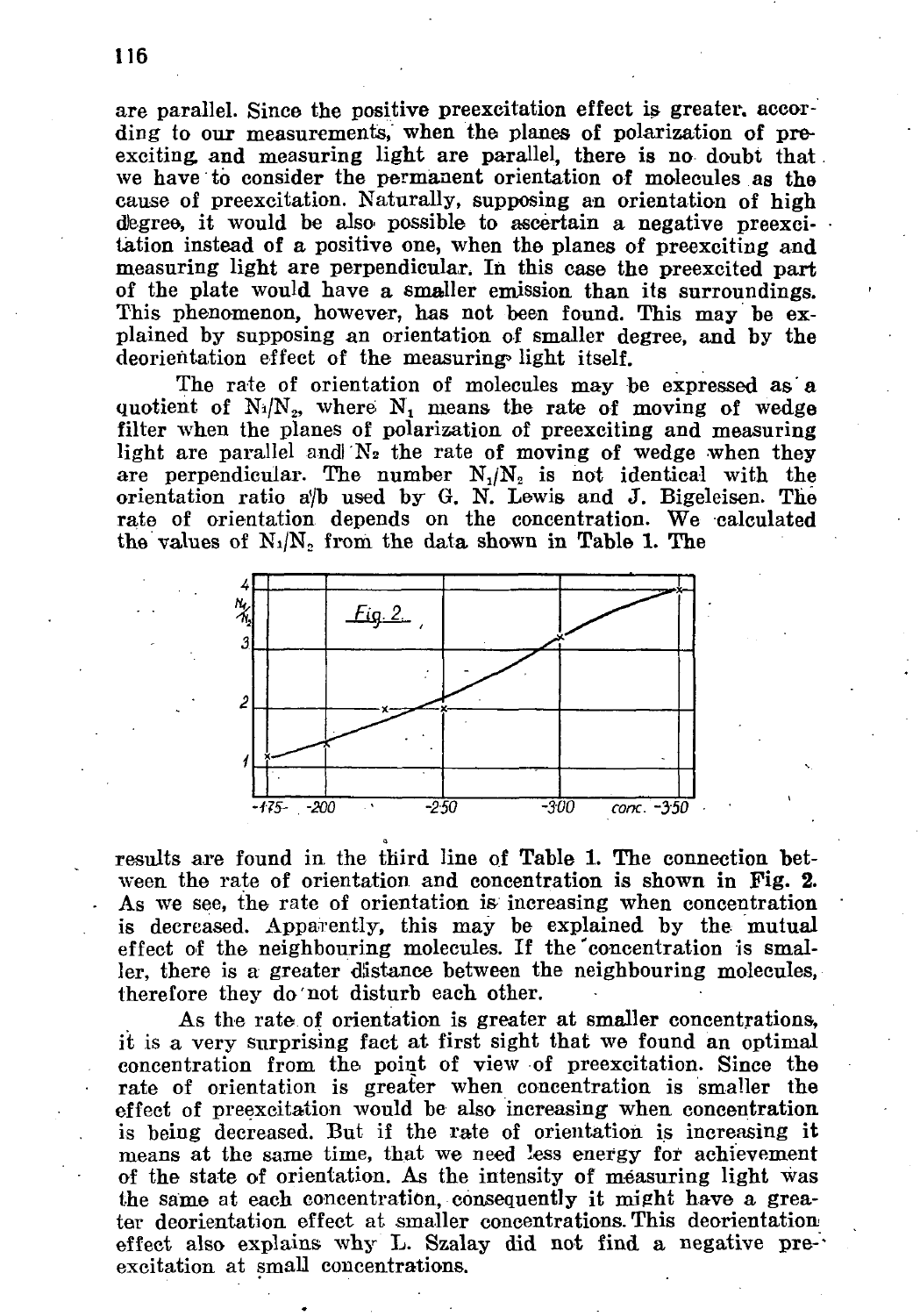are parallel. Since the positive preexcitation effect is greater, according to our measurements, when the planes of polarization of preexciting and measuring light are parallel, there is no doubt that we have to consider the permanent orientation of molecules as the cause of preexcitation. Naturally, supposing an orientation of high degree, it would be also possible to ascertain a negative preexcitation instead of a positive one, when the planes of preexciting and measuring light are perpendicular. In this case the preexcited part of the plate would have a smaller emission than its surroundings. This phenomenon, however, has not been found. This may be explained by supposing an orientation of smaller degree, and by the deorientation effect of the measuring light itself.

The rate of orientation of molecules may be expressed as a quotient of $N_1/N_2$, where $N_1$ means the rate of moving of wedge filter when the planes of polarization of preexciting and measuring light are parallel and $N_2$ the rate of moving of wedge when they are perpendicular. The number $N_1/N_2$ is not identical with the orientation ratio a/b used by G. N. Lewis and J. Bigeleisen. The rate of orientation depends on the concentration. We calculated the values of $N_1/N_2$ from the data shown in Table 1. The results are found in the third line of Table 1. The connection between the rate of orientation and concentration is shown in Fig. 2. As we see, the rate of orientation is increasing when concentration is decreased. Apparently, this may be explained by the mutual effect of the neighbouring molecules. If the concentration is smaller, there is a greater distance between the neighbouring molecules, therefore they do not disturb each other.

Fig. 2.

As the rate of orientation is greater at smaller concentrations, it is a very surprising fact at first sight that we found an optimal concentration from the point of view of preexcitation. Since the rate of orientation is greater when concentration is smaller the effect of preexcitation would be also increasing when concentration is being decreased. But if the rate of orientation is increasing it means at the same time, that we need less energy for achievement of the state of orientation. As the intensity of measuring light was the same at each concentration, consequently it might have a greater deorientation effect at smaller concentrations. This deorientation effect also explains why L. Szalay did not find a negative preexcitation at small concentrations.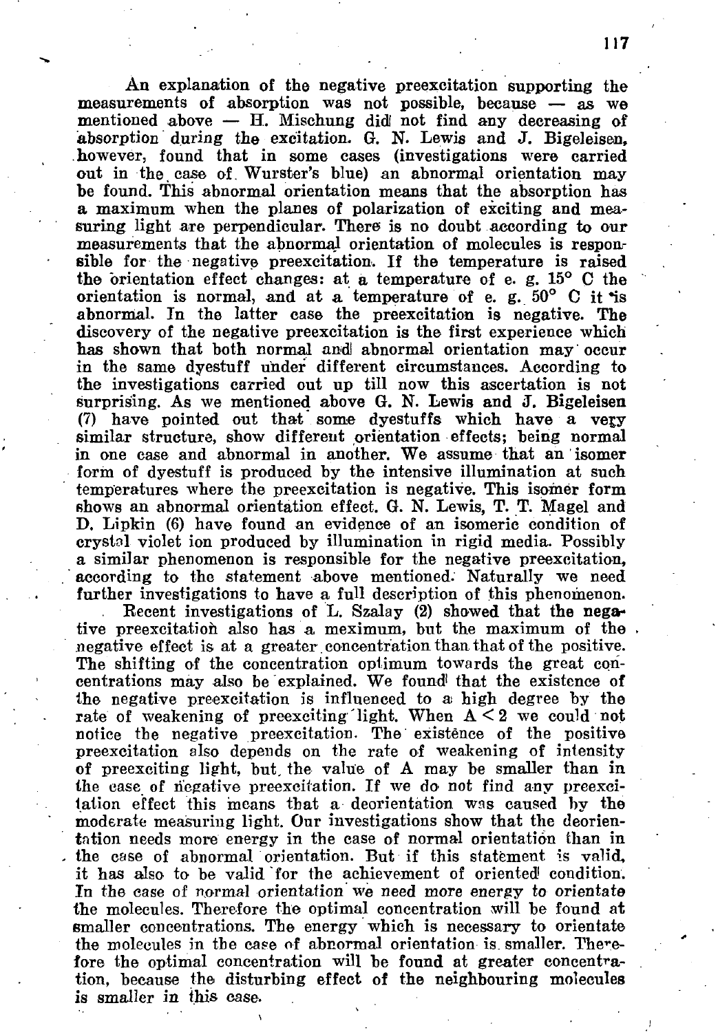An explanation of the negative preexcitation supporting the measurements of absorption was not possible, because — as we mentioned above — H. Mischung did not find any decreasing of absorption during the excitation. G. N. Lewis and J. Bigeleisen, however, found that in some cases (investigations were carried out in the case of Wurster's blue) an abnormal orientation may be found. This abnormal orientation means that the absorption has a maximum when the planes of polarization of exciting and measuring light are perpendicular. There is no doubt according to our measurements that the abnormal orientation of molecules is responsible for the negative preexcitation. If the temperature is raised the orientation effect changes: at a temperature of e. g. 15° C the orientation is normal, and at a temperature of e. g. 50° C it is abnormal. In the latter case the preexcitation is negative. The discovery of the negative preexcitation is the first experience which has shown that both normal and abnormal orientation may occur in the same dyestuff under different circumstances. According to the investigations carried out up till now this ascertation is not surprising. As we mentioned above G. N. Lewis and J. Bigeleisen (7) have pointed out that some dyestuffs which have a very similar structure, show different orientation effects; being normal in one case and abnormal in another. We assume that an isomer form of dyestuff is produced by the intensive illumination at such temperatures where the preexcitation is negative. This isomer form shows an abnormal orientation effect. G. N. Lewis, T. T. Magel and D. Lipkin (6) have found an evidence of an isomeric condition of crystal violet ion produced by illumination in rigid media. Possibly a similar phenomenon is responsible for the negative preexcitation, according to the statement above mentioned. Naturally we need further investigations to have a full description of this phenomenon.

Recent investigations of L. Szalay (2) showed that the negative preexcitation also has a meximum, but the maximum of the negative effect is at a greater concentration than that of the positive. The shifting of the concentration optimum towards the great concentrations may also be explained. We found that the existence of the negative preexcitation is influenced to a high degree by the rate of weakening of preexciting light. When $A < 2$ we could not notice the negative preexcitation. The existence of the positive preexcitation also depends on the rate of weakening of intensity of preexciting light, but the value of A may be smaller than in the case of negative preexcitation. If we do not find any preexcitation effect this means that a deorientation was caused by the moderate measuring light. Our investigations show that the deorientation needs more energy in the case of normal orientation than in the case of abnormal orientation. But if this statement is valid, it has also to be valid for the achievement of oriented condition. In the case of normal orientation we need more energy to orientate the molecules. Therefore the optimal concentration will be found at smaller concentrations. The energy which is necessary to orientate the molecules in the case of abnormal orientation is smaller. Therefore the optimal concentration will be found at greater concentration, because the disturbing effect of the neighbouring molecules is smaller in this case.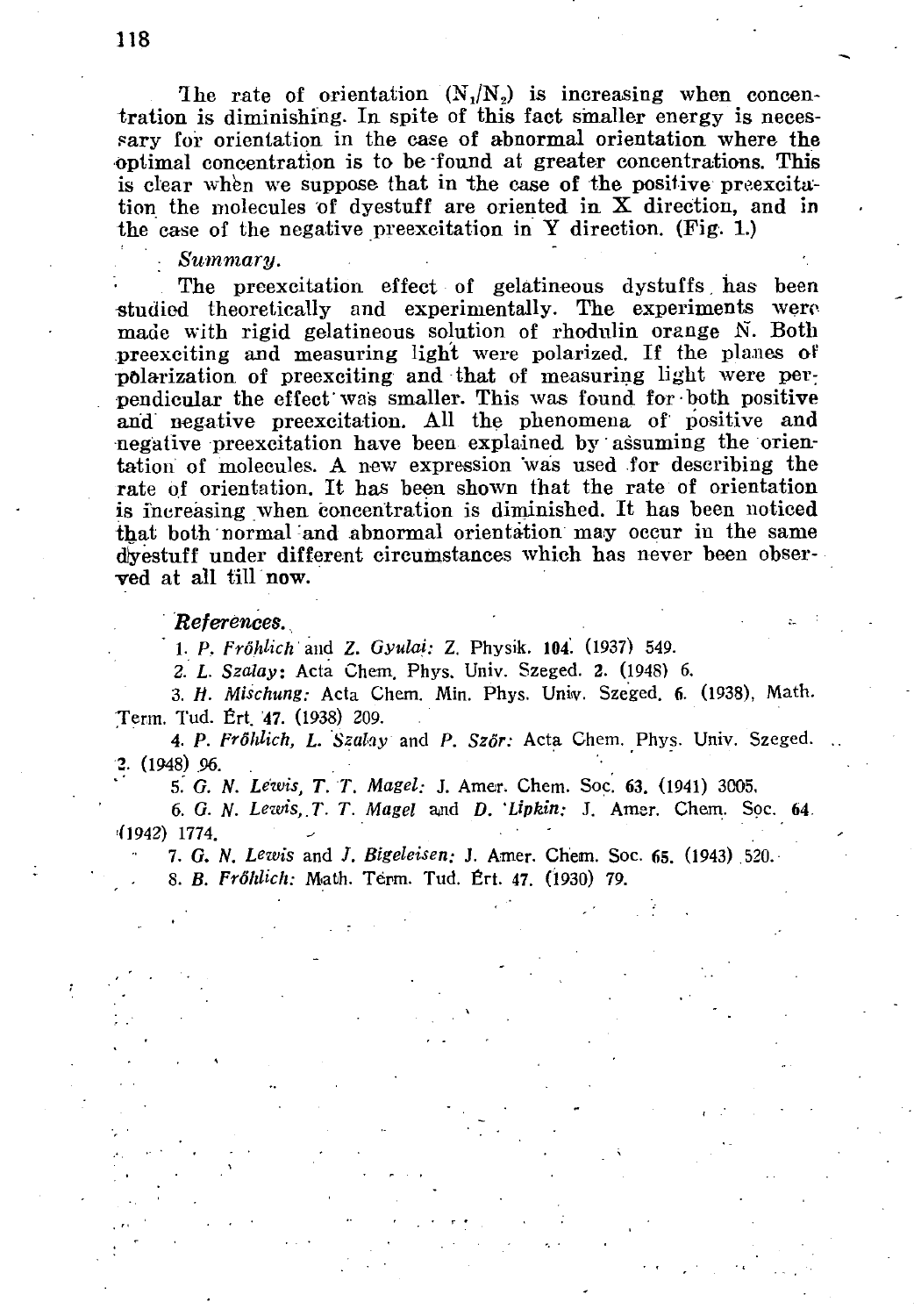The rate of orientation ($N_1/N_2$) is increasing when concentration is diminishing. In spite of this fact smaller energy is necessary for orientation in the case of abnormal orientation where the optimal concentration is to be found at greater concentrations. This is clear when we suppose that in the case of the positive preexcitation the molecules of dyestuff are oriented in X direction, and in the case of the negative preexcitation in Y direction. (Fig. 1.)

*Summary.*

The preexcitation effect of gelatineous dystuffs has been studied theoretically and experimentally. The experiments were made with rigid gelatineous solution of rhodulin orange N. Both preexciting and measuring light were polarized. If the planes of polarization of preexciting and that of measuring light were perpendicular the effect was smaller. This was found for both positive and negative preexcitation. All the phenomena of positive and negative preexcitation have been explained by assuming the orientation of molecules. A new expression was used for describing the rate of orientation. It has been shown that the rate of orientation is increasing when concentration is diminished. It has been noticed that both normal and abnormal orientation may occur in the same dyestuff under different circumstances which has never been observed at all till now.

## References.

1. *P. Fröhlich* and *Z. Gyulai:* Z. Physik. **104**. (1937) 549.
2. *L. Szalay:* Acta Chem. Phys. Univ. Szeged. **2**. (1948) 6.
3. *H. Mischung:* Acta Chem. Min. Phys. Univ. Szeged. **6**. (1938), Math. Term. Tud. Ért. **47**. (1938) 209.
4. *P. Fröhlich, L. Szalay* and *P. Ször:* Acta Chem. Phys. Univ. Szeged. **2**. (1948) 96.
5. *G. N. Lewis, T. T. Magel:* J. Amer. Chem. Soc. **63**. (1941) 3005.
6. *G. N. Lewis, T. T. Magel* and *D. Lipkin:* J. Amer. Chem. Soc. **64**. (1942) 1774.
7. *G. N. Lewis* and *J. Bigeleisen:* J. Amer. Chem. Soc. **65**. (1943) 520.
8. *B. Fröhlich:* Math. Term. Tud. Ért. **47**. (1930) 79.